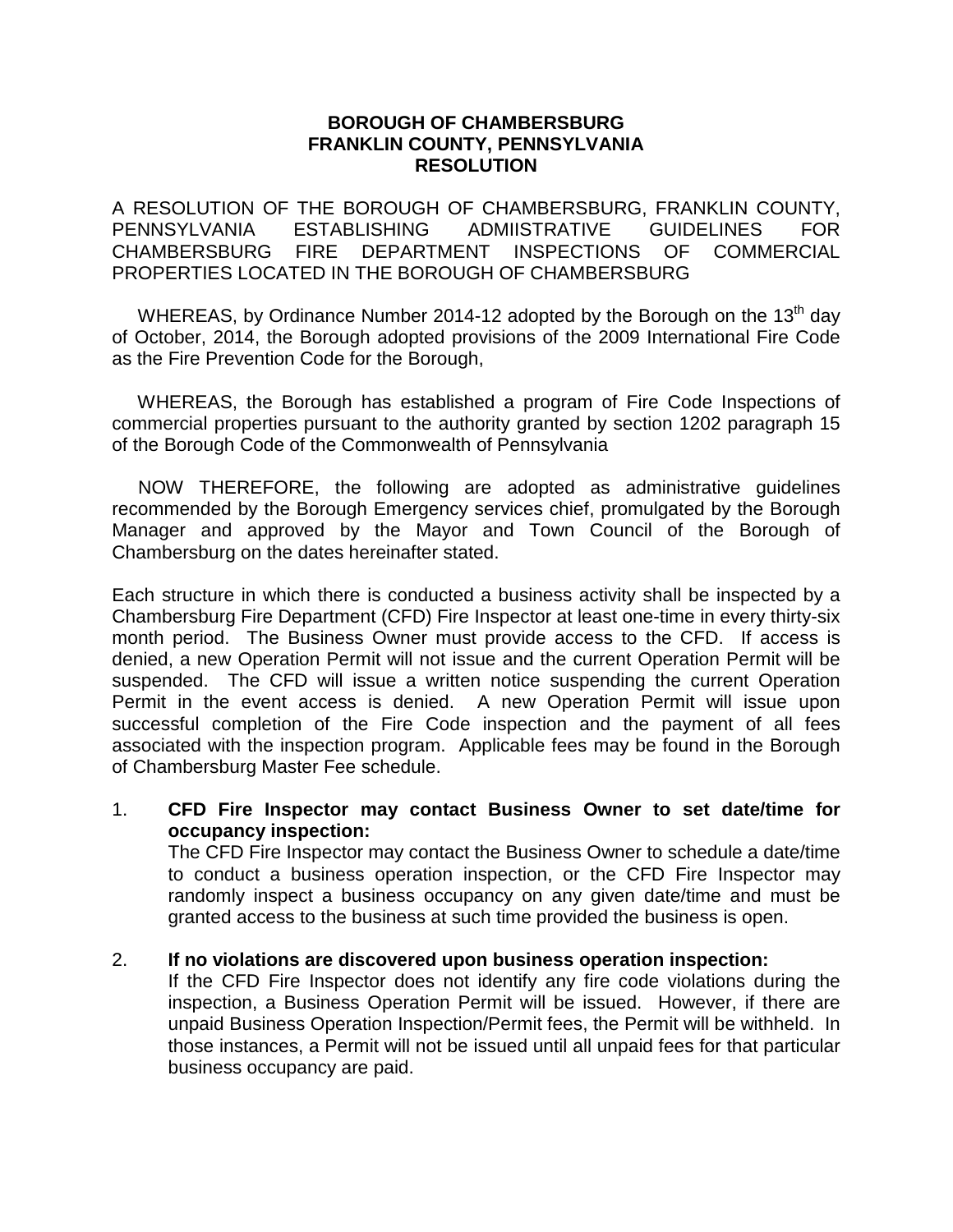**BOROUGH OF CHAMBERSBURG**
**FRANKLIN COUNTY, PENNSYLVANIA**
**RESOLUTION**

A RESOLUTION OF THE BOROUGH OF CHAMBERSBURG, FRANKLIN COUNTY, PENNSYLVANIA ESTABLISHING ADMIISTRATIVE GUIDELINES FOR CHAMBERSBURG FIRE DEPARTMENT INSPECTIONS OF COMMERCIAL PROPERTIES LOCATED IN THE BOROUGH OF CHAMBERSBURG

WHEREAS, by Ordinance Number 2014-12 adopted by the Borough on the 13th day of October, 2014, the Borough adopted provisions of the 2009 International Fire Code as the Fire Prevention Code for the Borough,

WHEREAS, the Borough has established a program of Fire Code Inspections of commercial properties pursuant to the authority granted by section 1202 paragraph 15 of the Borough Code of the Commonwealth of Pennsylvania

NOW THEREFORE, the following are adopted as administrative guidelines recommended by the Borough Emergency services chief, promulgated by the Borough Manager and approved by the Mayor and Town Council of the Borough of Chambersburg on the dates hereinafter stated.

Each structure in which there is conducted a business activity shall be inspected by a Chambersburg Fire Department (CFD) Fire Inspector at least one-time in every thirty-six month period. The Business Owner must provide access to the CFD. If access is denied, a new Operation Permit will not issue and the current Operation Permit will be suspended. The CFD will issue a written notice suspending the current Operation Permit in the event access is denied. A new Operation Permit will issue upon successful completion of the Fire Code inspection and the payment of all fees associated with the inspection program. Applicable fees may be found in the Borough of Chambersburg Master Fee schedule.

1. **CFD Fire Inspector may contact Business Owner to set date/time for occupancy inspection:**
   The CFD Fire Inspector may contact the Business Owner to schedule a date/time to conduct a business operation inspection, or the CFD Fire Inspector may randomly inspect a business occupancy on any given date/time and must be granted access to the business at such time provided the business is open.

2. **If no violations are discovered upon business operation inspection:**
   If the CFD Fire Inspector does not identify any fire code violations during the inspection, a Business Operation Permit will be issued. However, if there are unpaid Business Operation Inspection/Permit fees, the Permit will be withheld. In those instances, a Permit will not be issued until all unpaid fees for that particular business occupancy are paid.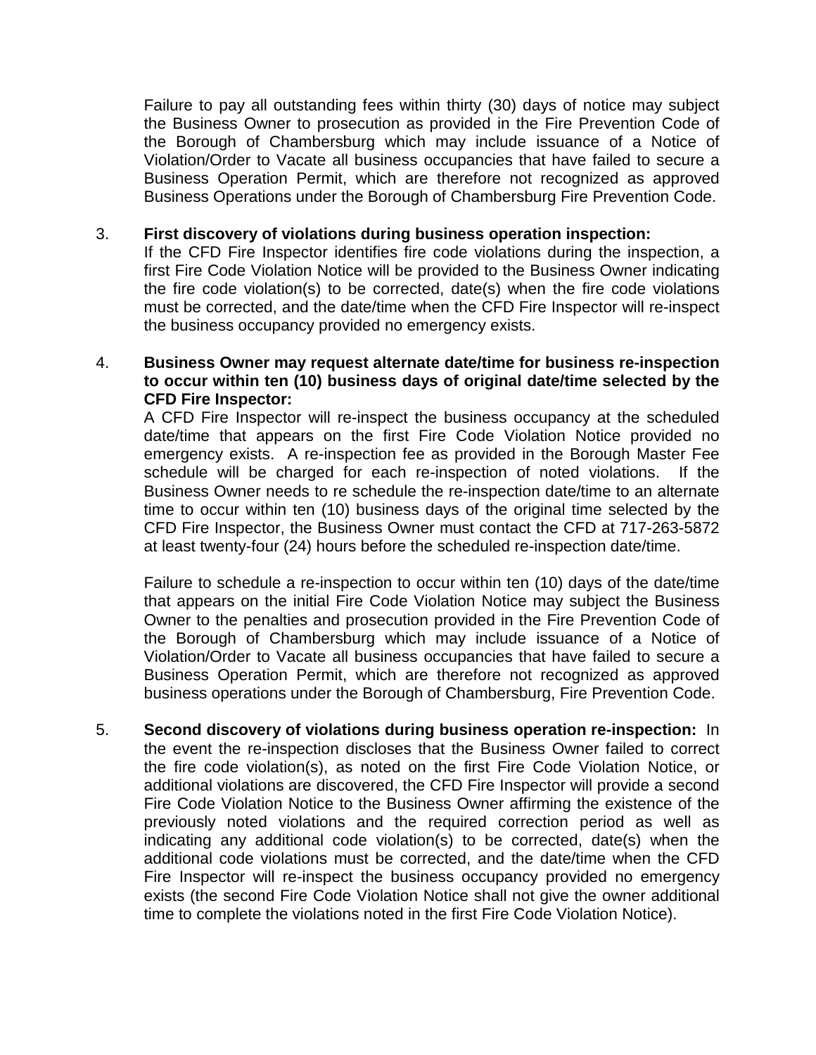Failure to pay all outstanding fees within thirty (30) days of notice may subject the Business Owner to prosecution as provided in the Fire Prevention Code of the Borough of Chambersburg which may include issuance of a Notice of Violation/Order to Vacate all business occupancies that have failed to secure a Business Operation Permit, which are therefore not recognized as approved Business Operations under the Borough of Chambersburg Fire Prevention Code.

3. **First discovery of violations during business operation inspection:**
   If the CFD Fire Inspector identifies fire code violations during the inspection, a first Fire Code Violation Notice will be provided to the Business Owner indicating the fire code violation(s) to be corrected, date(s) when the fire code violations must be corrected, and the date/time when the CFD Fire Inspector will re-inspect the business occupancy provided no emergency exists.

4. **Business Owner may request alternate date/time for business re-inspection to occur within ten (10) business days of original date/time selected by the CFD Fire Inspector:**
   A CFD Fire Inspector will re-inspect the business occupancy at the scheduled date/time that appears on the first Fire Code Violation Notice provided no emergency exists. A re-inspection fee as provided in the Borough Master Fee schedule will be charged for each re-inspection of noted violations. If the Business Owner needs to re schedule the re-inspection date/time to an alternate time to occur within ten (10) business days of the original time selected by the CFD Fire Inspector, the Business Owner must contact the CFD at 717-263-5872 at least twenty-four (24) hours before the scheduled re-inspection date/time.

   Failure to schedule a re-inspection to occur within ten (10) days of the date/time that appears on the initial Fire Code Violation Notice may subject the Business Owner to the penalties and prosecution provided in the Fire Prevention Code of the Borough of Chambersburg which may include issuance of a Notice of Violation/Order to Vacate all business occupancies that have failed to secure a Business Operation Permit, which are therefore not recognized as approved business operations under the Borough of Chambersburg, Fire Prevention Code.

5. **Second discovery of violations during business operation re-inspection:** In the event the re-inspection discloses that the Business Owner failed to correct the fire code violation(s), as noted on the first Fire Code Violation Notice, or additional violations are discovered, the CFD Fire Inspector will provide a second Fire Code Violation Notice to the Business Owner affirming the existence of the previously noted violations and the required correction period as well as indicating any additional code violation(s) to be corrected, date(s) when the additional code violations must be corrected, and the date/time when the CFD Fire Inspector will re-inspect the business occupancy provided no emergency exists (the second Fire Code Violation Notice shall not give the owner additional time to complete the violations noted in the first Fire Code Violation Notice).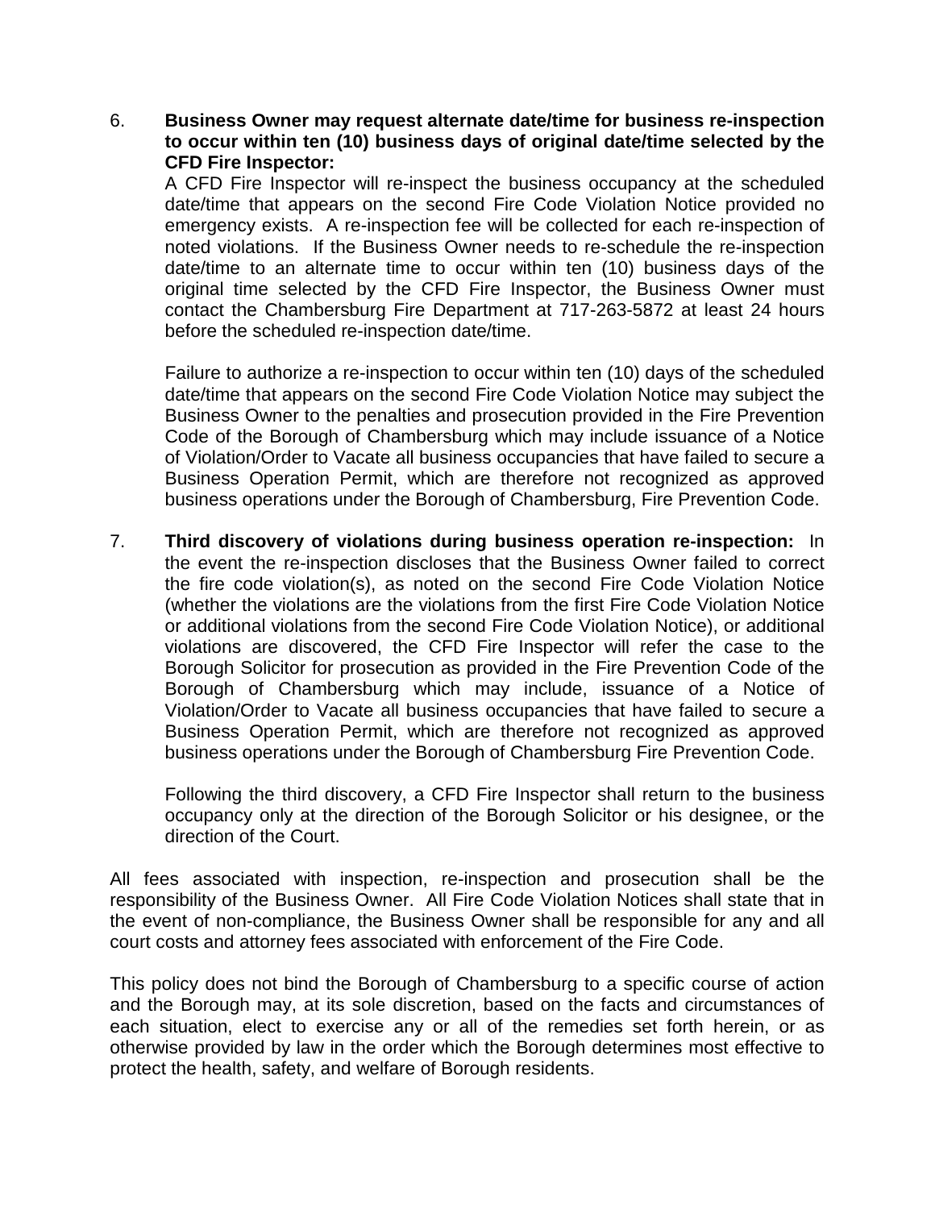6. **Business Owner may request alternate date/time for business re-inspection to occur within ten (10) business days of original date/time selected by the CFD Fire Inspector:**
   A CFD Fire Inspector will re-inspect the business occupancy at the scheduled date/time that appears on the second Fire Code Violation Notice provided no emergency exists. A re-inspection fee will be collected for each re-inspection of noted violations. If the Business Owner needs to re-schedule the re-inspection date/time to an alternate time to occur within ten (10) business days of the original time selected by the CFD Fire Inspector, the Business Owner must contact the Chambersburg Fire Department at 717-263-5872 at least 24 hours before the scheduled re-inspection date/time.

   Failure to authorize a re-inspection to occur within ten (10) days of the scheduled date/time that appears on the second Fire Code Violation Notice may subject the Business Owner to the penalties and prosecution provided in the Fire Prevention Code of the Borough of Chambersburg which may include issuance of a Notice of Violation/Order to Vacate all business occupancies that have failed to secure a Business Operation Permit, which are therefore not recognized as approved business operations under the Borough of Chambersburg, Fire Prevention Code.

7. **Third discovery of violations during business operation re-inspection:** In the event the re-inspection discloses that the Business Owner failed to correct the fire code violation(s), as noted on the second Fire Code Violation Notice (whether the violations are the violations from the first Fire Code Violation Notice or additional violations from the second Fire Code Violation Notice), or additional violations are discovered, the CFD Fire Inspector will refer the case to the Borough Solicitor for prosecution as provided in the Fire Prevention Code of the Borough of Chambersburg which may include, issuance of a Notice of Violation/Order to Vacate all business occupancies that have failed to secure a Business Operation Permit, which are therefore not recognized as approved business operations under the Borough of Chambersburg Fire Prevention Code.

   Following the third discovery, a CFD Fire Inspector shall return to the business occupancy only at the direction of the Borough Solicitor or his designee, or the direction of the Court.

All fees associated with inspection, re-inspection and prosecution shall be the responsibility of the Business Owner. All Fire Code Violation Notices shall state that in the event of non-compliance, the Business Owner shall be responsible for any and all court costs and attorney fees associated with enforcement of the Fire Code.

This policy does not bind the Borough of Chambersburg to a specific course of action and the Borough may, at its sole discretion, based on the facts and circumstances of each situation, elect to exercise any or all of the remedies set forth herein, or as otherwise provided by law in the order which the Borough determines most effective to protect the health, safety, and welfare of Borough residents.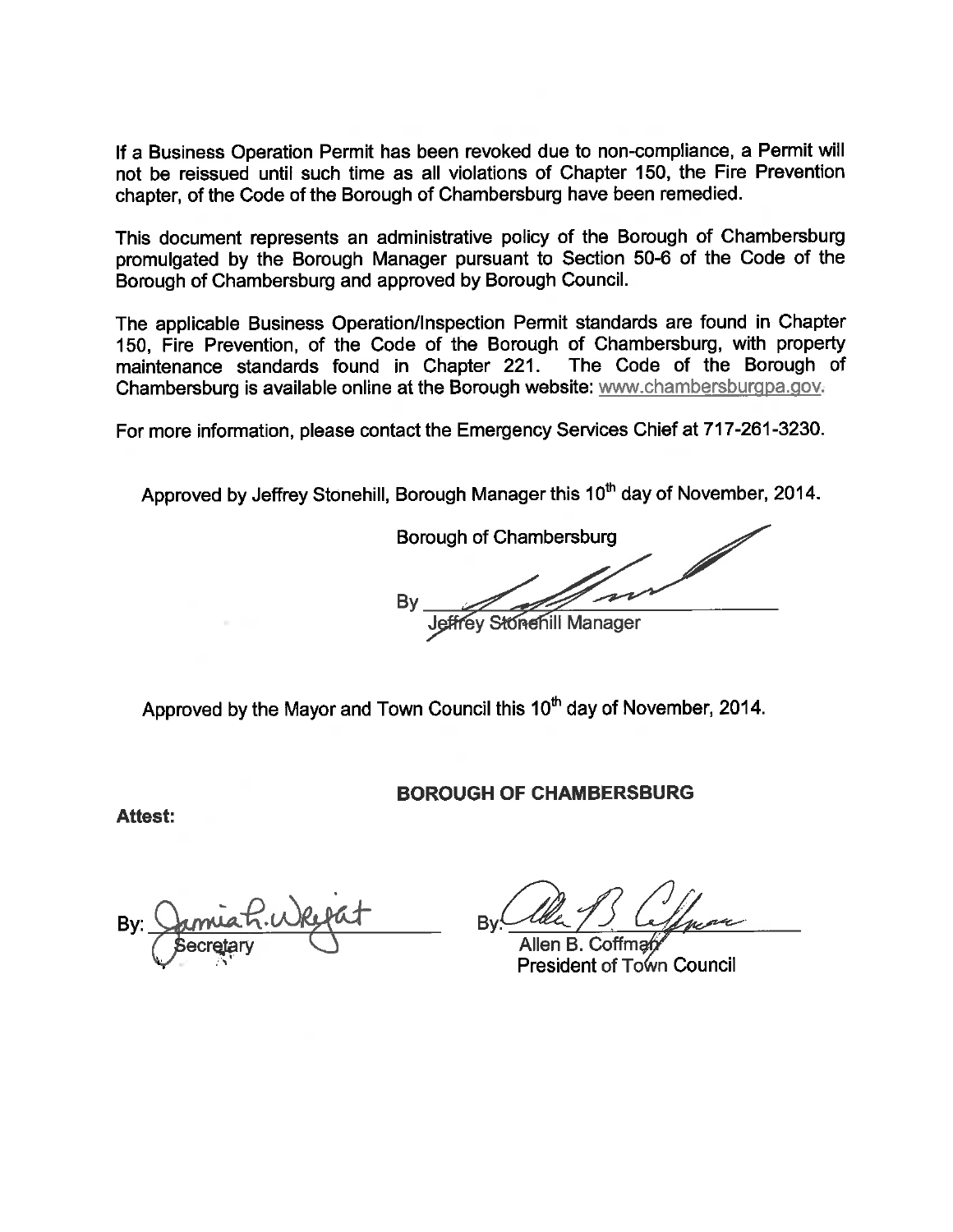If a Business Operation Permit has been revoked due to non-compliance, a Permit will not be reissued until such time as all violations of Chapter 150, the Fire Prevention chapter, of the Code of the Borough of Chambersburg have been remedied.

This document represents an administrative policy of the Borough of Chambersburg promulgated by the Borough Manager pursuant to Section 50-6 of the Code of the Borough of Chambersburg and approved by Borough Council.

The applicable Business Operation/Inspection Permit standards are found in Chapter 150, Fire Prevention, of the Code of the Borough of Chambersburg, with property maintenance standards found in Chapter 221. The Code of the Borough of Chambersburg is available online at the Borough website: www.chambersburgpa.gov.

For more information, please contact the Emergency Services Chief at 717-261-3230.

Approved by Jeffrey Stonehill, Borough Manager this 10th day of November, 2014.

Borough of Chambersburg

By \_\_\_\_\_\_\_\_\_\_\_\_\_\_\_\_\_\_\_\_\_\_\_\_
Jeffrey Stonehill Manager

Approved by the Mayor and Town Council this 10th day of November, 2014.

**BOROUGH OF CHAMBERSBURG**

**Attest:**

By: \_\_\_\_\_\_\_\_\_\_\_\_\_\_\_\_\_\_\_\_\_\_\_\_
Secretary

By: \_\_\_\_\_\_\_\_\_\_\_\_\_\_\_\_\_\_\_\_\_\_\_\_
Allen B. Coffman
President of Town Council